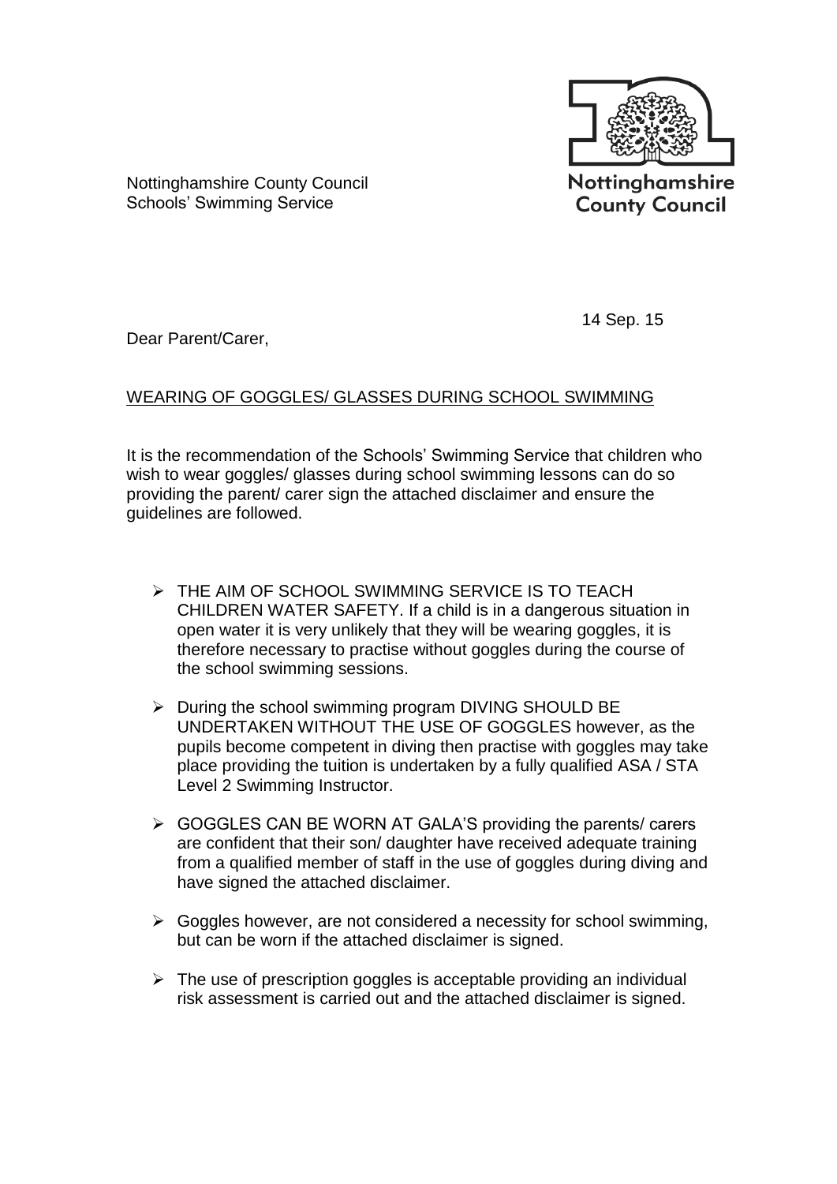Nottinghamshire County Council
Schools' Swimming Service

Nottinghamshire County Council

14 Sep. 15

Dear Parent/Carer,

WEARING OF GOGGLES/ GLASSES DURING SCHOOL SWIMMING

It is the recommendation of the Schools' Swimming Service that children who wish to wear goggles/ glasses during school swimming lessons can do so providing the parent/ carer sign the attached disclaimer and ensure the guidelines are followed.

- THE AIM OF SCHOOL SWIMMING SERVICE IS TO TEACH CHILDREN WATER SAFETY. If a child is in a dangerous situation in open water it is very unlikely that they will be wearing goggles, it is therefore necessary to practise without goggles during the course of the school swimming sessions.
- During the school swimming program DIVING SHOULD BE UNDERTAKEN WITHOUT THE USE OF GOGGLES however, as the pupils become competent in diving then practise with goggles may take place providing the tuition is undertaken by a fully qualified ASA / STA Level 2 Swimming Instructor.
- GOGGLES CAN BE WORN AT GALA'S providing the parents/ carers are confident that their son/ daughter have received adequate training from a qualified member of staff in the use of goggles during diving and have signed the attached disclaimer.
- Goggles however, are not considered a necessity for school swimming, but can be worn if the attached disclaimer is signed.
- The use of prescription goggles is acceptable providing an individual risk assessment is carried out and the attached disclaimer is signed.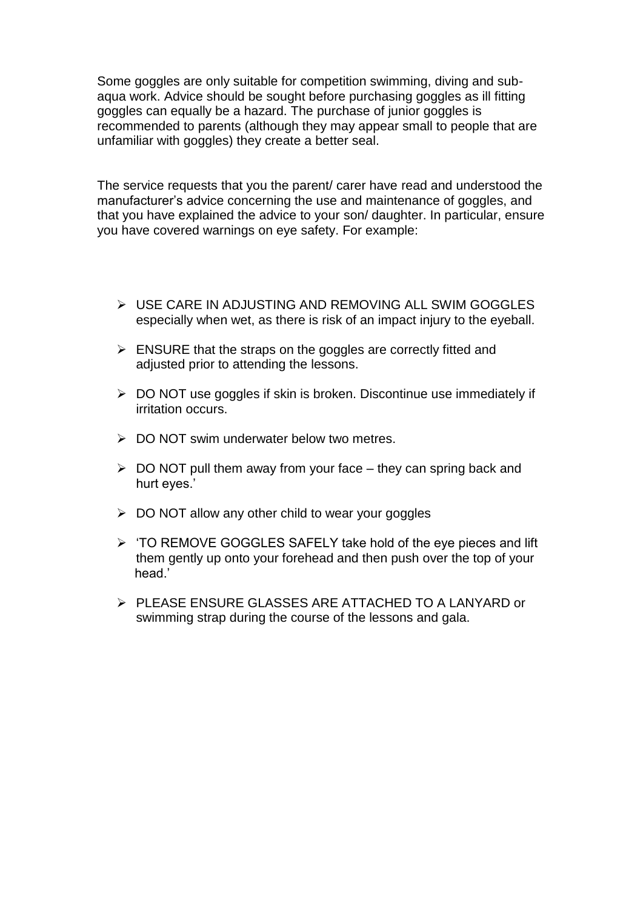Some goggles are only suitable for competition swimming, diving and sub-aqua work. Advice should be sought before purchasing goggles as ill fitting goggles can equally be a hazard. The purchase of junior goggles is recommended to parents (although they may appear small to people that are unfamiliar with goggles) they create a better seal.

The service requests that you the parent/ carer have read and understood the manufacturer's advice concerning the use and maintenance of goggles, and that you have explained the advice to your son/ daughter. In particular, ensure you have covered warnings on eye safety. For example:

- USE CARE IN ADJUSTING AND REMOVING ALL SWIM GOGGLES especially when wet, as there is risk of an impact injury to the eyeball.
- ENSURE that the straps on the goggles are correctly fitted and adjusted prior to attending the lessons.
- DO NOT use goggles if skin is broken. Discontinue use immediately if irritation occurs.
- DO NOT swim underwater below two metres.
- DO NOT pull them away from your face – they can spring back and hurt eyes.'
- DO NOT allow any other child to wear your goggles
- 'TO REMOVE GOGGLES SAFELY take hold of the eye pieces and lift them gently up onto your forehead and then push over the top of your head.'
- PLEASE ENSURE GLASSES ARE ATTACHED TO A LANYARD or swimming strap during the course of the lessons and gala.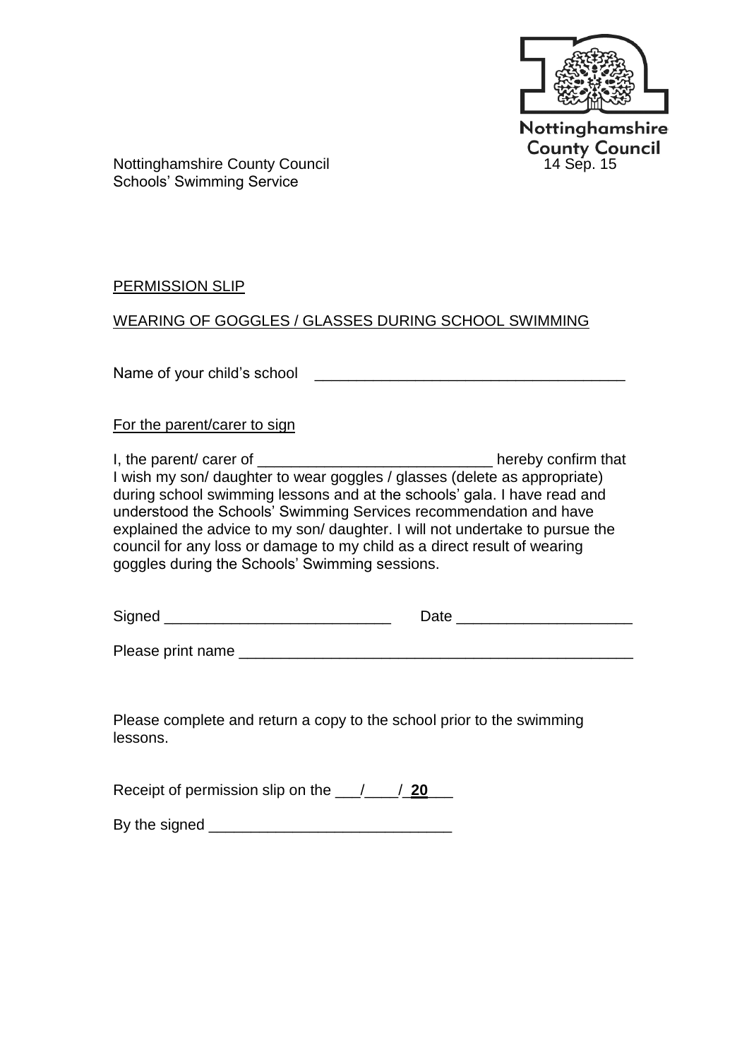Nottinghamshire County Council

Nottinghamshire County Council
Schools' Swimming Service

14 Sep. 15

PERMISSION SLIP

WEARING OF GOGGLES / GLASSES DURING SCHOOL SWIMMING

Name of your child's school ______________________________________

For the parent/carer to sign

I, the parent/ carer of ____________________________ hereby confirm that I wish my son/ daughter to wear goggles / glasses (delete as appropriate) during school swimming lessons and at the schools' gala. I have read and understood the Schools' Swimming Services recommendation and have explained the advice to my son/ daughter. I will not undertake to pursue the council for any loss or damage to my child as a direct result of wearing goggles during the Schools' Swimming sessions.

Signed ___________________________ Date _____________________

Please print name ________________________________________________

Please complete and return a copy to the school prior to the swimming lessons.

Receipt of permission slip on the ___/____/ **20**___

By the signed _____________________________